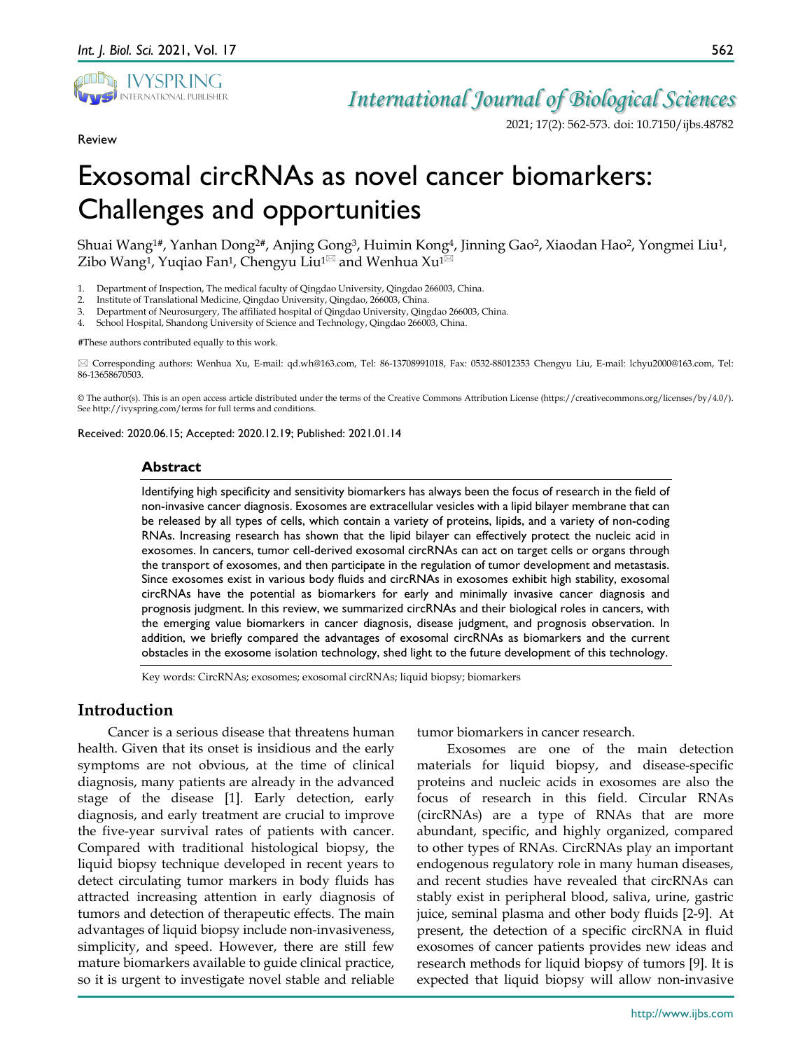Review

# Exosomal circRNAs as novel cancer biomarkers: Challenges and opportunities

Shuai Wang[1#], Yanhan Dong[2#], Anjing Gong[3], Huimin Kong[4], Jinning Gao[2], Xiaodan Hao[2], Yongmei Liu[1], Zibo Wang[1], Yuqiao Fan[1], Chengyu Liu[1]✉ and Wenhua Xu[1]✉

1. Department of Inspection, The medical faculty of Qingdao University, Qingdao 266003, China.
2. Institute of Translational Medicine, Qingdao University, Qingdao, 266003, China.
3. Department of Neurosurgery, The affiliated hospital of Qingdao University, Qingdao 266003, China.
4. School Hospital, Shandong University of Science and Technology, Qingdao 266003, China.

#These authors contributed equally to this work.

✉ Corresponding authors: Wenhua Xu, E-mail: qd.wh@163.com, Tel: 86-13708991018, Fax: 0532-88012353 Chengyu Liu, E-mail: lchyu2000@163.com, Tel: 86-13658670503.

© The author(s). This is an open access article distributed under the terms of the Creative Commons Attribution License (https://creativecommons.org/licenses/by/4.0/). See http://ivyspring.com/terms for full terms and conditions.

Received: 2020.06.15; Accepted: 2020.12.19; Published: 2021.01.14

## Abstract

Identifying high specificity and sensitivity biomarkers has always been the focus of research in the field of non-invasive cancer diagnosis. Exosomes are extracellular vesicles with a lipid bilayer membrane that can be released by all types of cells, which contain a variety of proteins, lipids, and a variety of non-coding RNAs. Increasing research has shown that the lipid bilayer can effectively protect the nucleic acid in exosomes. In cancers, tumor cell-derived exosomal circRNAs can act on target cells or organs through the transport of exosomes, and then participate in the regulation of tumor development and metastasis. Since exosomes exist in various body fluids and circRNAs in exosomes exhibit high stability, exosomal circRNAs have the potential as biomarkers for early and minimally invasive cancer diagnosis and prognosis judgment. In this review, we summarized circRNAs and their biological roles in cancers, with the emerging value biomarkers in cancer diagnosis, disease judgment, and prognosis observation. In addition, we briefly compared the advantages of exosomal circRNAs as biomarkers and the current obstacles in the exosome isolation technology, shed light to the future development of this technology.

Key words: CircRNAs; exosomes; exosomal circRNAs; liquid biopsy; biomarkers

## Introduction

Cancer is a serious disease that threatens human health. Given that its onset is insidious and the early symptoms are not obvious, at the time of clinical diagnosis, many patients are already in the advanced stage of the disease [1]. Early detection, early diagnosis, and early treatment are crucial to improve the five-year survival rates of patients with cancer. Compared with traditional histological biopsy, the liquid biopsy technique developed in recent years to detect circulating tumor markers in body fluids has attracted increasing attention in early diagnosis of tumors and detection of therapeutic effects. The main advantages of liquid biopsy include non-invasiveness, simplicity, and speed. However, there are still few mature biomarkers available to guide clinical practice, so it is urgent to investigate novel stable and reliable tumor biomarkers in cancer research.

Exosomes are one of the main detection materials for liquid biopsy, and disease-specific proteins and nucleic acids in exosomes are also the focus of research in this field. Circular RNAs (circRNAs) are a type of RNAs that are more abundant, specific, and highly organized, compared to other types of RNAs. CircRNAs play an important endogenous regulatory role in many human diseases, and recent studies have revealed that circRNAs can stably exist in peripheral blood, saliva, urine, gastric juice, seminal plasma and other body fluids [2-9]. At present, the detection of a specific circRNA in fluid exosomes of cancer patients provides new ideas and research methods for liquid biopsy of tumors [9]. It is expected that liquid biopsy will allow non-invasive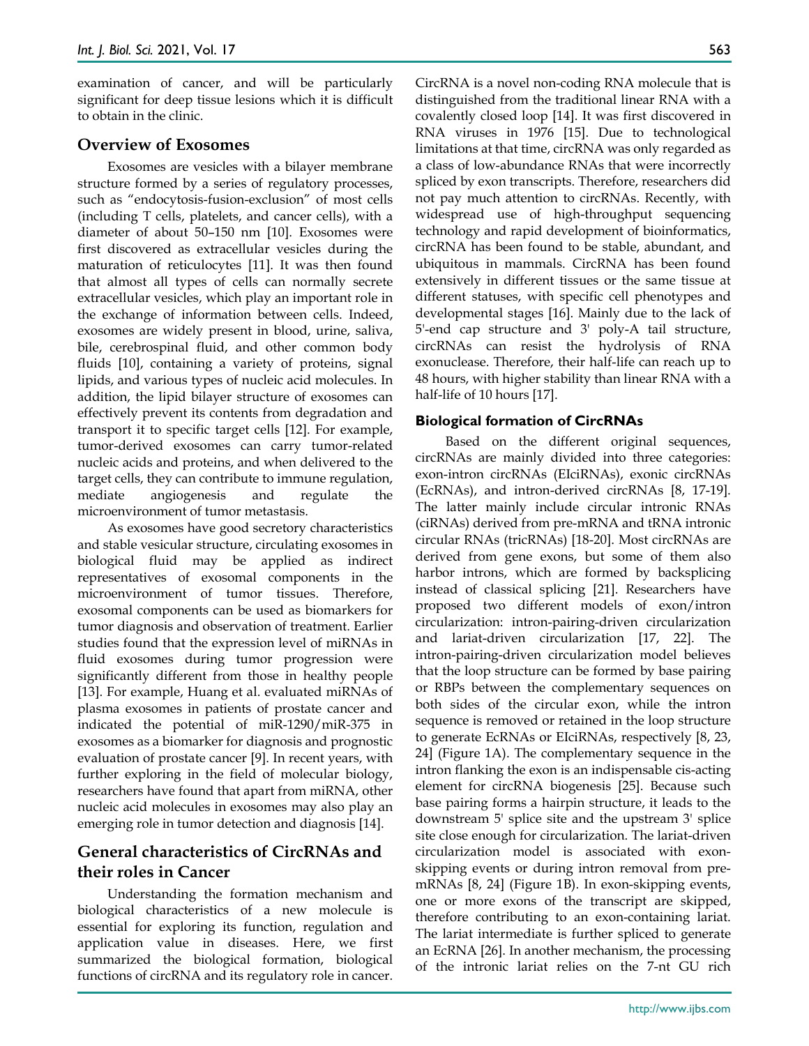examination of cancer, and will be particularly significant for deep tissue lesions which it is difficult to obtain in the clinic.

## Overview of Exosomes

Exosomes are vesicles with a bilayer membrane structure formed by a series of regulatory processes, such as "endocytosis-fusion-exclusion" of most cells (including T cells, platelets, and cancer cells), with a diameter of about 50–150 nm [10]. Exosomes were first discovered as extracellular vesicles during the maturation of reticulocytes [11]. It was then found that almost all types of cells can normally secrete extracellular vesicles, which play an important role in the exchange of information between cells. Indeed, exosomes are widely present in blood, urine, saliva, bile, cerebrospinal fluid, and other common body fluids [10], containing a variety of proteins, signal lipids, and various types of nucleic acid molecules. In addition, the lipid bilayer structure of exosomes can effectively prevent its contents from degradation and transport it to specific target cells [12]. For example, tumor-derived exosomes can carry tumor-related nucleic acids and proteins, and when delivered to the target cells, they can contribute to immune regulation, mediate angiogenesis and regulate the microenvironment of tumor metastasis.

As exosomes have good secretory characteristics and stable vesicular structure, circulating exosomes in biological fluid may be applied as indirect representatives of exosomal components in the microenvironment of tumor tissues. Therefore, exosomal components can be used as biomarkers for tumor diagnosis and observation of treatment. Earlier studies found that the expression level of miRNAs in fluid exosomes during tumor progression were significantly different from those in healthy people [13]. For example, Huang et al. evaluated miRNAs of plasma exosomes in patients of prostate cancer and indicated the potential of miR-1290/miR-375 in exosomes as a biomarker for diagnosis and prognostic evaluation of prostate cancer [9]. In recent years, with further exploring in the field of molecular biology, researchers have found that apart from miRNA, other nucleic acid molecules in exosomes may also play an emerging role in tumor detection and diagnosis [14].

## General characteristics of CircRNAs and their roles in Cancer

Understanding the formation mechanism and biological characteristics of a new molecule is essential for exploring its function, regulation and application value in diseases. Here, we first summarized the biological formation, biological functions of circRNA and its regulatory role in cancer. CircRNA is a novel non-coding RNA molecule that is distinguished from the traditional linear RNA with a covalently closed loop [14]. It was first discovered in RNA viruses in 1976 [15]. Due to technological limitations at that time, circRNA was only regarded as a class of low-abundance RNAs that were incorrectly spliced by exon transcripts. Therefore, researchers did not pay much attention to circRNAs. Recently, with widespread use of high-throughput sequencing technology and rapid development of bioinformatics, circRNA has been found to be stable, abundant, and ubiquitous in mammals. CircRNA has been found extensively in different tissues or the same tissue at different statuses, with specific cell phenotypes and developmental stages [16]. Mainly due to the lack of 5'-end cap structure and 3' poly-A tail structure, circRNAs can resist the hydrolysis of RNA exonuclease. Therefore, their half-life can reach up to 48 hours, with higher stability than linear RNA with a half-life of 10 hours [17].

### Biological formation of CircRNAs

Based on the different original sequences, circRNAs are mainly divided into three categories: exon-intron circRNAs (EIciRNAs), exonic circRNAs (EcRNAs), and intron-derived circRNAs [8, 17-19]. The latter mainly include circular intronic RNAs (ciRNAs) derived from pre-mRNA and tRNA intronic circular RNAs (tricRNAs) [18-20]. Most circRNAs are derived from gene exons, but some of them also harbor introns, which are formed by backsplicing instead of classical splicing [21]. Researchers have proposed two different models of exon/intron circularization: intron-pairing-driven circularization and lariat-driven circularization [17, 22]. The intron-pairing-driven circularization model believes that the loop structure can be formed by base pairing or RBPs between the complementary sequences on both sides of the circular exon, while the intron sequence is removed or retained in the loop structure to generate EcRNAs or EIciRNAs, respectively [8, 23, 24] (Figure 1A). The complementary sequence in the intron flanking the exon is an indispensable cis-acting element for circRNA biogenesis [25]. Because such base pairing forms a hairpin structure, it leads to the downstream 5' splice site and the upstream 3' splice site close enough for circularization. The lariat-driven circularization model is associated with exon-skipping events or during intron removal from pre-mRNAs [8, 24] (Figure 1B). In exon-skipping events, one or more exons of the transcript are skipped, therefore contributing to an exon-containing lariat. The lariat intermediate is further spliced to generate an EcRNA [26]. In another mechanism, the processing of the intronic lariat relies on the 7-nt GU rich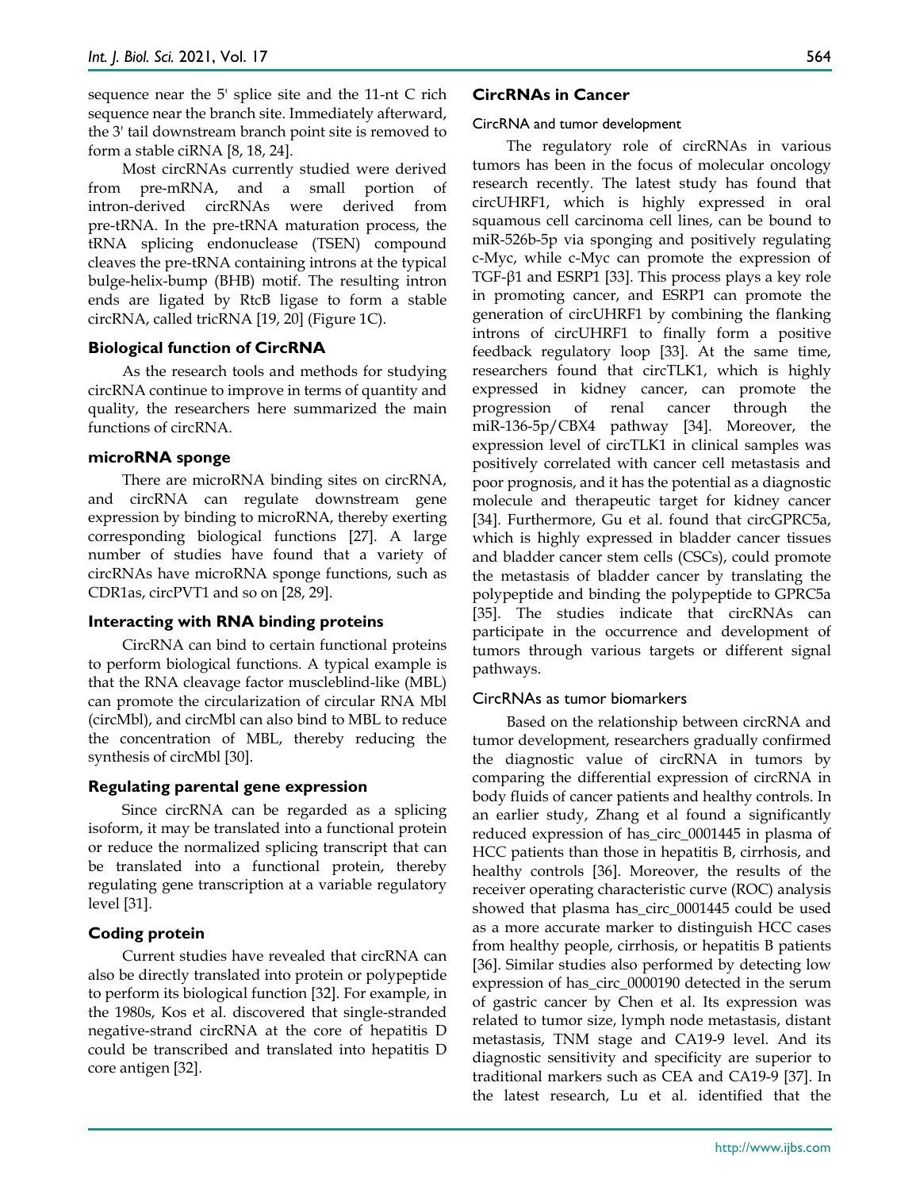sequence near the 5' splice site and the 11-nt C rich sequence near the branch site. Immediately afterward, the 3' tail downstream branch point site is removed to form a stable ciRNA [8, 18, 24].

Most circRNAs currently studied were derived from pre-mRNA, and a small portion of intron-derived circRNAs were derived from pre-tRNA. In the pre-tRNA maturation process, the tRNA splicing endonuclease (TSEN) compound cleaves the pre-tRNA containing introns at the typical bulge-helix-bump (BHB) motif. The resulting intron ends are ligated by RtcB ligase to form a stable circRNA, called tricRNA [19, 20] (Figure 1C).

## Biological function of CircRNA

As the research tools and methods for studying circRNA continue to improve in terms of quantity and quality, the researchers here summarized the main functions of circRNA.

### microRNA sponge

There are microRNA binding sites on circRNA, and circRNA can regulate downstream gene expression by binding to microRNA, thereby exerting corresponding biological functions [27]. A large number of studies have found that a variety of circRNAs have microRNA sponge functions, such as CDR1as, circPVT1 and so on [28, 29].

### Interacting with RNA binding proteins

CircRNA can bind to certain functional proteins to perform biological functions. A typical example is that the RNA cleavage factor muscleblind-like (MBL) can promote the circularization of circular RNA Mbl (circMbl), and circMbl can also bind to MBL to reduce the concentration of MBL, thereby reducing the synthesis of circMbl [30].

### Regulating parental gene expression

Since circRNA can be regarded as a splicing isoform, it may be translated into a functional protein or reduce the normalized splicing transcript that can be translated into a functional protein, thereby regulating gene transcription at a variable regulatory level [31].

### Coding protein

Current studies have revealed that circRNA can also be directly translated into protein or polypeptide to perform its biological function [32]. For example, in the 1980s, Kos et al. discovered that single-stranded negative-strand circRNA at the core of hepatitis D could be transcribed and translated into hepatitis D core antigen [32].

## CircRNAs in Cancer

### CircRNA and tumor development

The regulatory role of circRNAs in various tumors has been in the focus of molecular oncology research recently. The latest study has found that circUHRF1, which is highly expressed in oral squamous cell carcinoma cell lines, can be bound to miR-526b-5p via sponging and positively regulating c-Myc, while c-Myc can promote the expression of TGF-β1 and ESRP1 [33]. This process plays a key role in promoting cancer, and ESRP1 can promote the generation of circUHRF1 by combining the flanking introns of circUHRF1 to finally form a positive feedback regulatory loop [33]. At the same time, researchers found that circTLK1, which is highly expressed in kidney cancer, can promote the progression of renal cancer through the miR-136-5p/CBX4 pathway [34]. Moreover, the expression level of circTLK1 in clinical samples was positively correlated with cancer cell metastasis and poor prognosis, and it has the potential as a diagnostic molecule and therapeutic target for kidney cancer [34]. Furthermore, Gu et al. found that circGPRC5a, which is highly expressed in bladder cancer tissues and bladder cancer stem cells (CSCs), could promote the metastasis of bladder cancer by translating the polypeptide and binding the polypeptide to GPRC5a [35]. The studies indicate that circRNAs can participate in the occurrence and development of tumors through various targets or different signal pathways.

### CircRNAs as tumor biomarkers

Based on the relationship between circRNA and tumor development, researchers gradually confirmed the diagnostic value of circRNA in tumors by comparing the differential expression of circRNA in body fluids of cancer patients and healthy controls. In an earlier study, Zhang et al found a significantly reduced expression of has_circ_0001445 in plasma of HCC patients than those in hepatitis B, cirrhosis, and healthy controls [36]. Moreover, the results of the receiver operating characteristic curve (ROC) analysis showed that plasma has_circ_0001445 could be used as a more accurate marker to distinguish HCC cases from healthy people, cirrhosis, or hepatitis B patients [36]. Similar studies also performed by detecting low expression of has_circ_0000190 detected in the serum of gastric cancer by Chen et al. Its expression was related to tumor size, lymph node metastasis, distant metastasis, TNM stage and CA19-9 level. And its diagnostic sensitivity and specificity are superior to traditional markers such as CEA and CA19-9 [37]. In the latest research, Lu et al. identified that the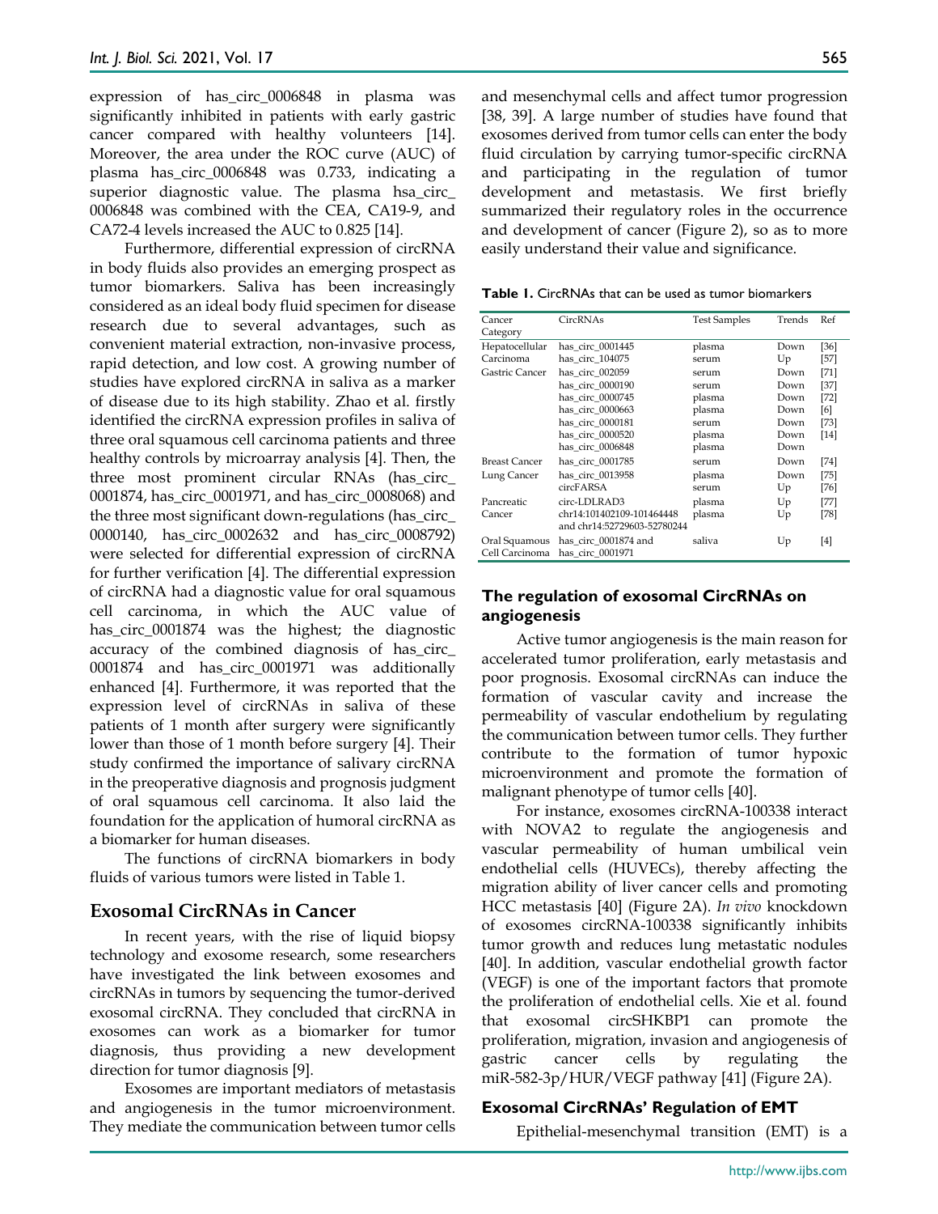expression of has_circ_0006848 in plasma was significantly inhibited in patients with early gastric cancer compared with healthy volunteers [14]. Moreover, the area under the ROC curve (AUC) of plasma has_circ_0006848 was 0.733, indicating a superior diagnostic value. The plasma hsa_circ_0006848 was combined with the CEA, CA19-9, and CA72-4 levels increased the AUC to 0.825 [14].

Furthermore, differential expression of circRNA in body fluids also provides an emerging prospect as tumor biomarkers. Saliva has been increasingly considered as an ideal body fluid specimen for disease research due to several advantages, such as convenient material extraction, non-invasive process, rapid detection, and low cost. A growing number of studies have explored circRNA in saliva as a marker of disease due to its high stability. Zhao et al. firstly identified the circRNA expression profiles in saliva of three oral squamous cell carcinoma patients and three healthy controls by microarray analysis [4]. Then, the three most prominent circular RNAs (has_circ_0001874, has_circ_0001971, and has_circ_0008068) and the three most significant down-regulations (has_circ_0000140, has_circ_0002632 and has_circ_0008792) were selected for differential expression of circRNA for further verification [4]. The differential expression of circRNA had a diagnostic value for oral squamous cell carcinoma, in which the AUC value of has_circ_0001874 was the highest; the diagnostic accuracy of the combined diagnosis of has_circ_0001874 and has_circ_0001971 was additionally enhanced [4]. Furthermore, it was reported that the expression level of circRNAs in saliva of these patients of 1 month after surgery were significantly lower than those of 1 month before surgery [4]. Their study confirmed the importance of salivary circRNA in the preoperative diagnosis and prognosis judgment of oral squamous cell carcinoma. It also laid the foundation for the application of humoral circRNA as a biomarker for human diseases.

The functions of circRNA biomarkers in body fluids of various tumors were listed in Table 1.

## Exosomal CircRNAs in Cancer

In recent years, with the rise of liquid biopsy technology and exosome research, some researchers have investigated the link between exosomes and circRNAs in tumors by sequencing the tumor-derived exosomal circRNA. They concluded that circRNA in exosomes can work as a biomarker for tumor diagnosis, thus providing a new development direction for tumor diagnosis [9].

Exosomes are important mediators of metastasis and angiogenesis in the tumor microenvironment. They mediate the communication between tumor cells and mesenchymal cells and affect tumor progression [38, 39]. A large number of studies have found that exosomes derived from tumor cells can enter the body fluid circulation by carrying tumor-specific circRNA and participating in the regulation of tumor development and metastasis. We first briefly summarized their regulatory roles in the occurrence and development of cancer (Figure 2), so as to more easily understand their value and significance.

**Table 1.** CircRNAs that can be used as tumor biomarkers

| Cancer Category | CircRNAs | Test Samples | Trends | Ref |
|---|---|---|---|---|
| Hepatocellular Carcinoma | has_circ_0001445 | plasma | Down | [36] |
| | has_circ_104075 | serum | Up | [57] |
| Gastric Cancer | has_circ_002059 | serum | Down | [71] |
| | has_circ_0000190 | serum | Down | [37] |
| | has_circ_0000745 | plasma | Down | [72] |
| | has_circ_0000663 | plasma | Down | [6] |
| | has_circ_0000181 | serum | Down | [73] |
| | has_circ_0000520 | plasma | Down | [14] |
| | has_circ_0006848 | plasma | Down | |
| Breast Cancer | has_circ_0001785 | serum | Down | [74] |
| Lung Cancer | has_circ_0013958 | plasma | Down | [75] |
| | circFARSA | serum | Up | [76] |
| Pancreatic Cancer | circ-LDLRAD3 | plasma | Up | [77] |
| | chr14:101402109-101464448 and chr14:52729603-52780244 | plasma | Up | [78] |
| Oral Squamous Cell Carcinoma | has_circ_0001874 and has_circ_0001971 | saliva | Up | [4] |

### The regulation of exosomal CircRNAs on angiogenesis

Active tumor angiogenesis is the main reason for accelerated tumor proliferation, early metastasis and poor prognosis. Exosomal circRNAs can induce the formation of vascular cavity and increase the permeability of vascular endothelium by regulating the communication between tumor cells. They further contribute to the formation of tumor hypoxic microenvironment and promote the formation of malignant phenotype of tumor cells [40].

For instance, exosomes circRNA-100338 interact with NOVA2 to regulate the angiogenesis and vascular permeability of human umbilical vein endothelial cells (HUVECs), thereby affecting the migration ability of liver cancer cells and promoting HCC metastasis [40] (Figure 2A). *In vivo* knockdown of exosomes circRNA-100338 significantly inhibits tumor growth and reduces lung metastatic nodules [40]. In addition, vascular endothelial growth factor (VEGF) is one of the important factors that promote the proliferation of endothelial cells. Xie et al. found that exosomal circSHKBP1 can promote the proliferation, migration, invasion and angiogenesis of gastric cancer cells by regulating the miR-582-3p/HUR/VEGF pathway [41] (Figure 2A).

### Exosomal CircRNAs' Regulation of EMT

Epithelial-mesenchymal transition (EMT) is a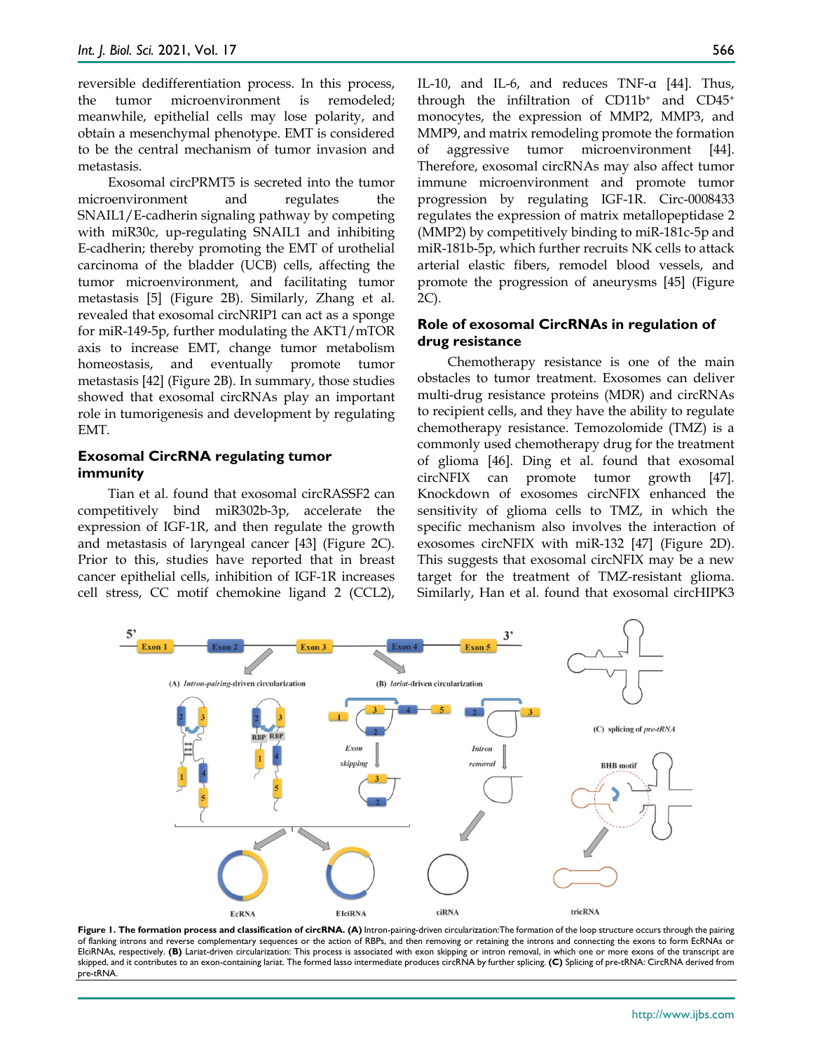reversible dedifferentiation process. In this process, the tumor microenvironment is remodeled; meanwhile, epithelial cells may lose polarity, and obtain a mesenchymal phenotype. EMT is considered to be the central mechanism of tumor invasion and metastasis.

Exosomal circPRMT5 is secreted into the tumor microenvironment and regulates the SNAIL1/E-cadherin signaling pathway by competing with miR30c, up-regulating SNAIL1 and inhibiting E-cadherin; thereby promoting the EMT of urothelial carcinoma of the bladder (UCB) cells, affecting the tumor microenvironment, and facilitating tumor metastasis [5] (Figure 2B). Similarly, Zhang et al. revealed that exosomal circNRIP1 can act as a sponge for miR-149-5p, further modulating the AKT1/mTOR axis to increase EMT, change tumor metabolism homeostasis, and eventually promote tumor metastasis [42] (Figure 2B). In summary, those studies showed that exosomal circRNAs play an important role in tumorigenesis and development by regulating EMT.

### Exosomal CircRNA regulating tumor immunity

Tian et al. found that exosomal circRASSF2 can competitively bind miR302b-3p, accelerate the expression of IGF-1R, and then regulate the growth and metastasis of laryngeal cancer [43] (Figure 2C). Prior to this, studies have reported that in breast cancer epithelial cells, inhibition of IGF-1R increases cell stress, CC motif chemokine ligand 2 (CCL2), IL-10, and IL-6, and reduces TNF-α [44]. Thus, through the infiltration of $CD11b^{+}$ and $CD45^{+}$ monocytes, the expression of MMP2, MMP3, and MMP9, and matrix remodeling promote the formation of aggressive tumor microenvironment [44]. Therefore, exosomal circRNAs may also affect tumor immune microenvironment and promote tumor progression by regulating IGF-1R. Circ-0008433 regulates the expression of matrix metallopeptidase 2 (MMP2) by competitively binding to miR-181c-5p and miR-181b-5p, which further recruits NK cells to attack arterial elastic fibers, remodel blood vessels, and promote the progression of aneurysms [45] (Figure 2C).

### Role of exosomal CircRNAs in regulation of drug resistance

Chemotherapy resistance is one of the main obstacles to tumor treatment. Exosomes can deliver multi-drug resistance proteins (MDR) and circRNAs to recipient cells, and they have the ability to regulate chemotherapy resistance. Temozolomide (TMZ) is a commonly used chemotherapy drug for the treatment of glioma [46]. Ding et al. found that exosomal circNFIX can promote tumor growth [47]. Knockdown of exosomes circNFIX enhanced the sensitivity of glioma cells to TMZ, in which the specific mechanism also involves the interaction of exosomes circNFIX with miR-132 [47] (Figure 2D). This suggests that exosomal circNFIX may be a new target for the treatment of TMZ-resistant glioma. Similarly, Han et al. found that exosomal circHIPK3

**Figure 1. The formation process and classification of circRNA. (A)** Intron-pairing-driven circularization:The formation of the loop structure occurs through the pairing of flanking introns and reverse complementary sequences or the action of RBPs, and then removing or retaining the introns and connecting the exons to form EcRNAs or ElciRNAs, respectively. **(B)** Lariat-driven circularization: This process is associated with exon skipping or intron removal, in which one or more exons of the transcript are skipped, and it contributes to an exon-containing lariat. The formed lasso intermediate produces circRNA by further splicing. **(C)** Splicing of pre-tRNA: CircRNA derived from pre-tRNA.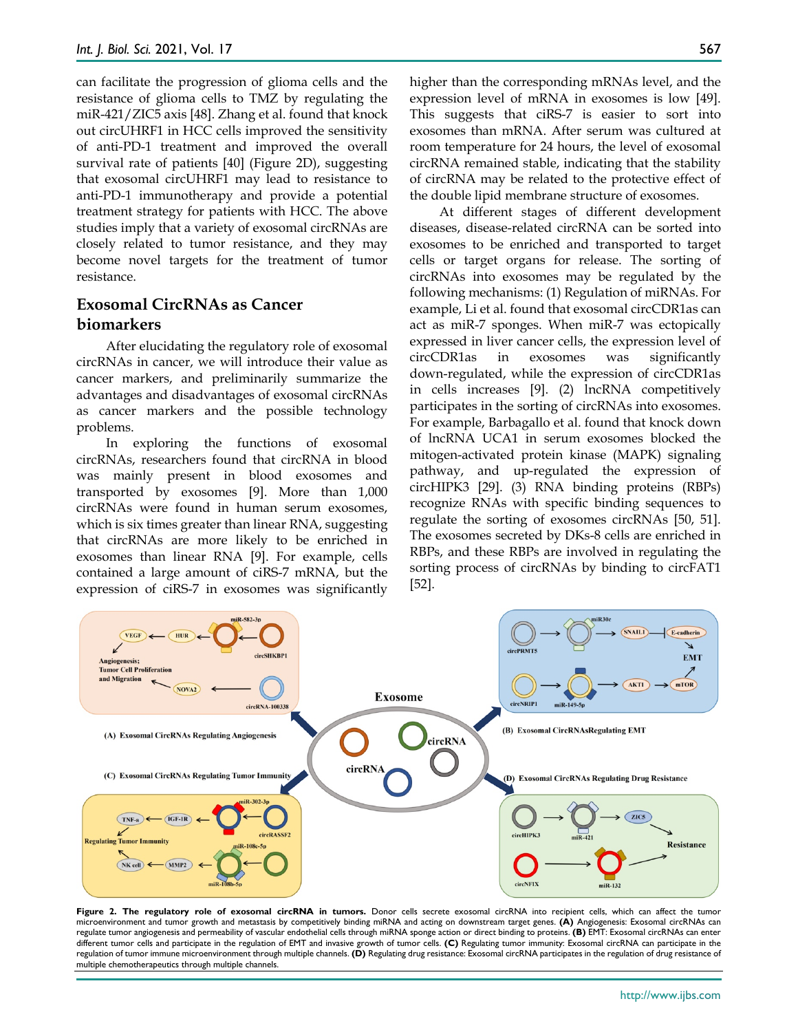can facilitate the progression of glioma cells and the resistance of glioma cells to TMZ by regulating the miR-421/ZIC5 axis [48]. Zhang et al. found that knock out circUHRF1 in HCC cells improved the sensitivity of anti-PD-1 treatment and improved the overall survival rate of patients [40] (Figure 2D), suggesting that exosomal circUHRF1 may lead to resistance to anti-PD-1 immunotherapy and provide a potential treatment strategy for patients with HCC. The above studies imply that a variety of exosomal circRNAs are closely related to tumor resistance, and they may become novel targets for the treatment of tumor resistance.

## Exosomal CircRNAs as Cancer biomarkers

After elucidating the regulatory role of exosomal circRNAs in cancer, we will introduce their value as cancer markers, and preliminarily summarize the advantages and disadvantages of exosomal circRNAs as cancer markers and the possible technology problems.

In exploring the functions of exosomal circRNAs, researchers found that circRNA in blood was mainly present in blood exosomes and transported by exosomes [9]. More than 1,000 circRNAs were found in human serum exosomes, which is six times greater than linear RNA, suggesting that circRNAs are more likely to be enriched in exosomes than linear RNA [9]. For example, cells contained a large amount of ciRS-7 mRNA, but the expression of ciRS-7 in exosomes was significantly higher than the corresponding mRNAs level, and the expression level of mRNA in exosomes is low [49]. This suggests that ciRS-7 is easier to sort into exosomes than mRNA. After serum was cultured at room temperature for 24 hours, the level of exosomal circRNA remained stable, indicating that the stability of circRNA may be related to the protective effect of the double lipid membrane structure of exosomes.

At different stages of different development diseases, disease-related circRNA can be sorted into exosomes to be enriched and transported to target cells or target organs for release. The sorting of circRNAs into exosomes may be regulated by the following mechanisms: (1) Regulation of miRNAs. For example, Li et al. found that exosomal circCDR1as can act as miR-7 sponges. When miR-7 was ectopically expressed in liver cancer cells, the expression level of circCDR1as in exosomes was significantly down-regulated, while the expression of circCDR1as in cells increases [9]. (2) lncRNA competitively participates in the sorting of circRNAs into exosomes. For example, Barbagallo et al. found that knock down of lncRNA UCA1 in serum exosomes blocked the mitogen-activated protein kinase (MAPK) signaling pathway, and up-regulated the expression of circHIPK3 [29]. (3) RNA binding proteins (RBPs) recognize RNAs with specific binding sequences to regulate the sorting of exosomes circRNAs [50, 51]. The exosomes secreted by DKs-8 cells are enriched in RBPs, and these RBPs are involved in regulating the sorting process of circRNAs by binding to circFAT1 [52].

**Figure 2. The regulatory role of exosomal circRNA in tumors.** Donor cells secrete exosomal circRNA into recipient cells, which can affect the tumor microenvironment and tumor growth and metastasis by competitively binding miRNA and acting on downstream target genes. **(A)** Angiogenesis: Exosomal circRNAs can regulate tumor angiogenesis and permeability of vascular endothelial cells through miRNA sponge action or direct binding to proteins. **(B)** EMT: Exosomal circRNAs can enter different tumor cells and participate in the regulation of EMT and invasive growth of tumor cells. **(C)** Regulating tumor immunity: Exosomal circRNA can participate in the regulation of tumor immune microenvironment through multiple channels. **(D)** Regulating drug resistance: Exosomal circRNA participates in the regulation of drug resistance of multiple chemotherapeutics through multiple channels.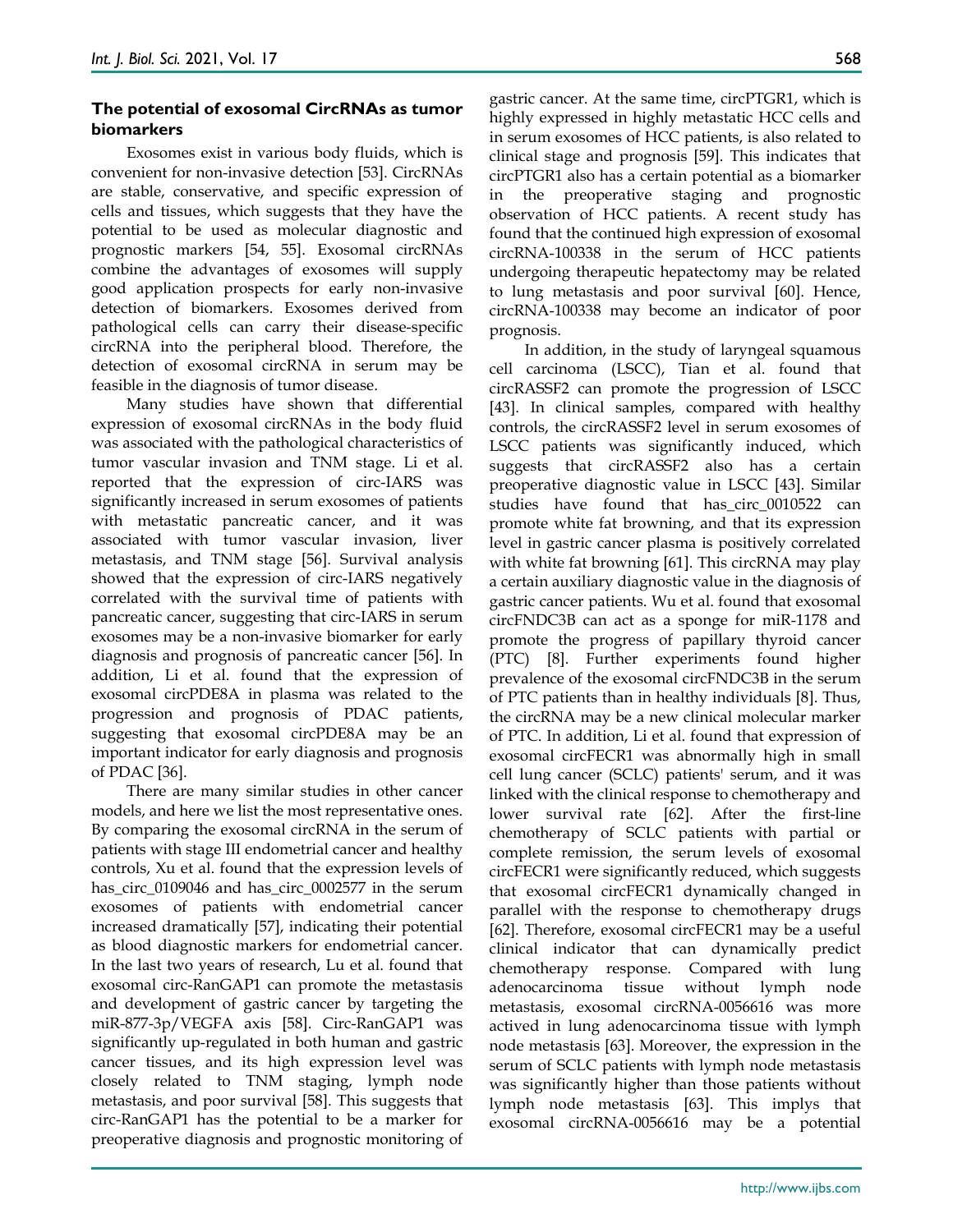### The potential of exosomal CircRNAs as tumor biomarkers

Exosomes exist in various body fluids, which is convenient for non-invasive detection [53]. CircRNAs are stable, conservative, and specific expression of cells and tissues, which suggests that they have the potential to be used as molecular diagnostic and prognostic markers [54, 55]. Exosomal circRNAs combine the advantages of exosomes will supply good application prospects for early non-invasive detection of biomarkers. Exosomes derived from pathological cells can carry their disease-specific circRNA into the peripheral blood. Therefore, the detection of exosomal circRNA in serum may be feasible in the diagnosis of tumor disease.

Many studies have shown that differential expression of exosomal circRNAs in the body fluid was associated with the pathological characteristics of tumor vascular invasion and TNM stage. Li et al. reported that the expression of circ-IARS was significantly increased in serum exosomes of patients with metastatic pancreatic cancer, and it was associated with tumor vascular invasion, liver metastasis, and TNM stage [56]. Survival analysis showed that the expression of circ-IARS negatively correlated with the survival time of patients with pancreatic cancer, suggesting that circ-IARS in serum exosomes may be a non-invasive biomarker for early diagnosis and prognosis of pancreatic cancer [56]. In addition, Li et al. found that the expression of exosomal circPDE8A in plasma was related to the progression and prognosis of PDAC patients, suggesting that exosomal circPDE8A may be an important indicator for early diagnosis and prognosis of PDAC [36].

There are many similar studies in other cancer models, and here we list the most representative ones. By comparing the exosomal circRNA in the serum of patients with stage III endometrial cancer and healthy controls, Xu et al. found that the expression levels of has_circ_0109046 and has_circ_0002577 in the serum exosomes of patients with endometrial cancer increased dramatically [57], indicating their potential as blood diagnostic markers for endometrial cancer. In the last two years of research, Lu et al. found that exosomal circ-RanGAP1 can promote the metastasis and development of gastric cancer by targeting the miR-877-3p/VEGFA axis [58]. Circ-RanGAP1 was significantly up-regulated in both human and gastric cancer tissues, and its high expression level was closely related to TNM staging, lymph node metastasis, and poor survival [58]. This suggests that circ-RanGAP1 has the potential to be a marker for preoperative diagnosis and prognostic monitoring of gastric cancer. At the same time, circPTGR1, which is highly expressed in highly metastatic HCC cells and in serum exosomes of HCC patients, is also related to clinical stage and prognosis [59]. This indicates that circPTGR1 also has a certain potential as a biomarker in the preoperative staging and prognostic observation of HCC patients. A recent study has found that the continued high expression of exosomal circRNA-100338 in the serum of HCC patients undergoing therapeutic hepatectomy may be related to lung metastasis and poor survival [60]. Hence, circRNA-100338 may become an indicator of poor prognosis.

In addition, in the study of laryngeal squamous cell carcinoma (LSCC), Tian et al. found that circRASSF2 can promote the progression of LSCC [43]. In clinical samples, compared with healthy controls, the circRASSF2 level in serum exosomes of LSCC patients was significantly induced, which suggests that circRASSF2 also has a certain preoperative diagnostic value in LSCC [43]. Similar studies have found that has_circ_0010522 can promote white fat browning, and that its expression level in gastric cancer plasma is positively correlated with white fat browning [61]. This circRNA may play a certain auxiliary diagnostic value in the diagnosis of gastric cancer patients. Wu et al. found that exosomal circFNDC3B can act as a sponge for miR-1178 and promote the progress of papillary thyroid cancer (PTC) [8]. Further experiments found higher prevalence of the exosomal circFNDC3B in the serum of PTC patients than in healthy individuals [8]. Thus, the circRNA may be a new clinical molecular marker of PTC. In addition, Li et al. found that expression of exosomal circFECR1 was abnormally high in small cell lung cancer (SCLC) patients' serum, and it was linked with the clinical response to chemotherapy and lower survival rate [62]. After the first-line chemotherapy of SCLC patients with partial or complete remission, the serum levels of exosomal circFECR1 were significantly reduced, which suggests that exosomal circFECR1 dynamically changed in parallel with the response to chemotherapy drugs [62]. Therefore, exosomal circFECR1 may be a useful clinical indicator that can dynamically predict chemotherapy response. Compared with lung adenocarcinoma tissue without lymph node metastasis, exosomal circRNA-0056616 was more actived in lung adenocarcinoma tissue with lymph node metastasis [63]. Moreover, the expression in the serum of SCLC patients with lymph node metastasis was significantly higher than those patients without lymph node metastasis [63]. This implys that exosomal circRNA-0056616 may be a potential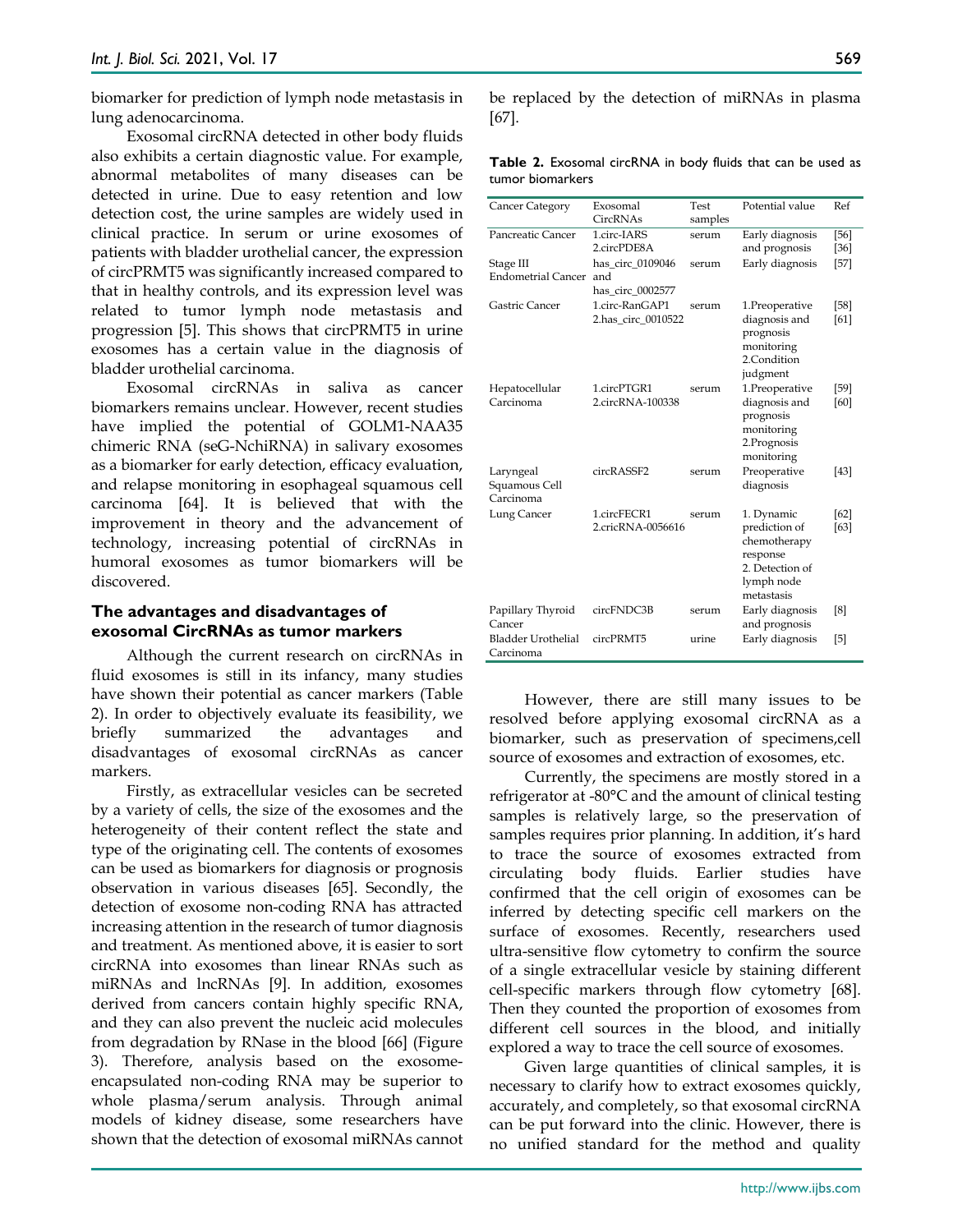biomarker for prediction of lymph node metastasis in lung adenocarcinoma.

Exosomal circRNA detected in other body fluids also exhibits a certain diagnostic value. For example, abnormal metabolites of many diseases can be detected in urine. Due to easy retention and low detection cost, the urine samples are widely used in clinical practice. In serum or urine exosomes of patients with bladder urothelial cancer, the expression of circPRMT5 was significantly increased compared to that in healthy controls, and its expression level was related to tumor lymph node metastasis and progression [5]. This shows that circPRMT5 in urine exosomes has a certain value in the diagnosis of bladder urothelial carcinoma.

Exosomal circRNAs in saliva as cancer biomarkers remains unclear. However, recent studies have implied the potential of GOLM1-NAA35 chimeric RNA (seG-NchiRNA) in salivary exosomes as a biomarker for early detection, efficacy evaluation, and relapse monitoring in esophageal squamous cell carcinoma [64]. It is believed that with the improvement in theory and the advancement of technology, increasing potential of circRNAs in humoral exosomes as tumor biomarkers will be discovered.

### The advantages and disadvantages of exosomal CircRNAs as tumor markers

Although the current research on circRNAs in fluid exosomes is still in its infancy, many studies have shown their potential as cancer markers (Table 2). In order to objectively evaluate its feasibility, we briefly summarized the advantages and disadvantages of exosomal circRNAs as cancer markers.

Firstly, as extracellular vesicles can be secreted by a variety of cells, the size of the exosomes and the heterogeneity of their content reflect the state and type of the originating cell. The contents of exosomes can be used as biomarkers for diagnosis or prognosis observation in various diseases [65]. Secondly, the detection of exosome non-coding RNA has attracted increasing attention in the research of tumor diagnosis and treatment. As mentioned above, it is easier to sort circRNA into exosomes than linear RNAs such as miRNAs and lncRNAs [9]. In addition, exosomes derived from cancers contain highly specific RNA, and they can also prevent the nucleic acid molecules from degradation by RNase in the blood [66] (Figure 3). Therefore, analysis based on the exosome-encapsulated non-coding RNA may be superior to whole plasma/serum analysis. Through animal models of kidney disease, some researchers have shown that the detection of exosomal miRNAs cannot be replaced by the detection of miRNAs in plasma [67].

**Table 2.** Exosomal circRNA in body fluids that can be used as tumor biomarkers

| Cancer Category | Exosomal CircRNAs | Test samples | Potential value | Ref |
|---|---|---|---|---|
| Pancreatic Cancer | 1.circ-IARS 2.circPDE8A | serum | Early diagnosis and prognosis | [56] [36] |
| Stage III Endometrial Cancer | has_circ_0109046 and has_circ_0002577 | serum | Early diagnosis | [57] |
| Gastric Cancer | 1.circ-RanGAP1 2.has_circ_0010522 | serum | 1.Preoperative diagnosis and prognosis monitoring 2.Condition judgment | [58] [61] |
| Hepatocellular Carcinoma | 1.circPTGR1 2.circRNA-100338 | serum | 1.Preoperative diagnosis and prognosis monitoring 2.Prognosis monitoring | [59] [60] |
| Laryngeal Squamous Cell Carcinoma | circRASSF2 | serum | Preoperative diagnosis | [43] |
| Lung Cancer | 1.circFECR1 2.cricRNA-0056616 | serum | 1. Dynamic prediction of chemotherapy response 2. Detection of lymph node metastasis | [62] [63] |
| Papillary Thyroid Cancer | circFNDC3B | serum | Early diagnosis and prognosis | [8] |
| Bladder Urothelial Carcinoma | circPRMT5 | urine | Early diagnosis | [5] |

However, there are still many issues to be resolved before applying exosomal circRNA as a biomarker, such as preservation of specimens,cell source of exosomes and extraction of exosomes, etc.

Currently, the specimens are mostly stored in a refrigerator at -80°C and the amount of clinical testing samples is relatively large, so the preservation of samples requires prior planning. In addition, it's hard to trace the source of exosomes extracted from circulating body fluids. Earlier studies have confirmed that the cell origin of exosomes can be inferred by detecting specific cell markers on the surface of exosomes. Recently, researchers used ultra-sensitive flow cytometry to confirm the source of a single extracellular vesicle by staining different cell-specific markers through flow cytometry [68]. Then they counted the proportion of exosomes from different cell sources in the blood, and initially explored a way to trace the cell source of exosomes.

Given large quantities of clinical samples, it is necessary to clarify how to extract exosomes quickly, accurately, and completely, so that exosomal circRNA can be put forward into the clinic. However, there is no unified standard for the method and quality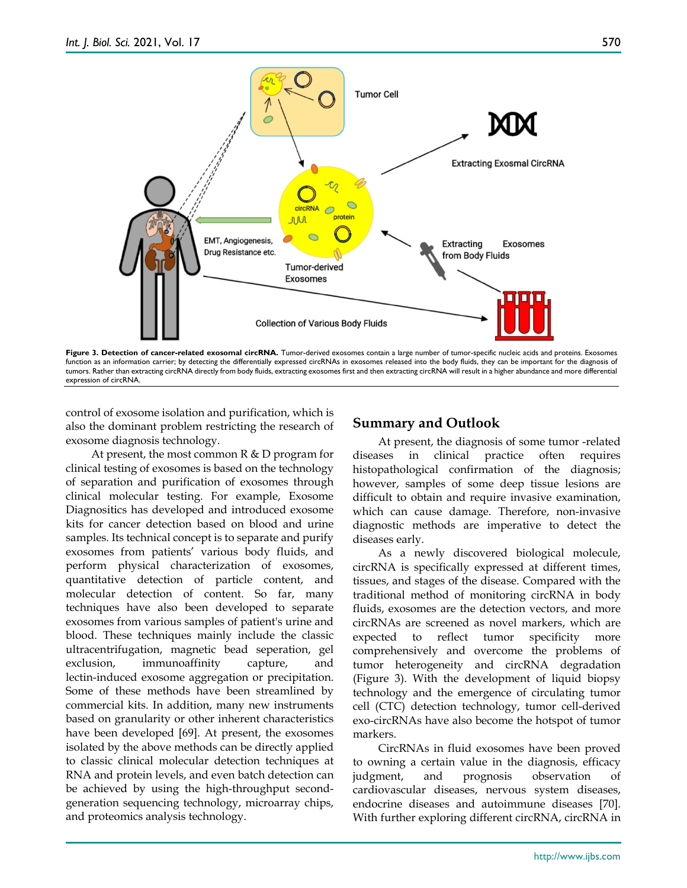**Figure 3. Detection of cancer-related exosomal circRNA.** Tumor-derived exosomes contain a large number of tumor-specific nucleic acids and proteins. Exosomes function as an information carrier; by detecting the differentially expressed circRNAs in exosomes released into the body fluids, they can be important for the diagnosis of tumors. Rather than extracting circRNA directly from body fluids, extracting exosomes first and then extracting circRNA will result in a higher abundance and more differential expression of circRNA.

control of exosome isolation and purification, which is also the dominant problem restricting the research of exosome diagnosis technology.

At present, the most common R & D program for clinical testing of exosomes is based on the technology of separation and purification of exosomes through clinical molecular testing. For example, Exosome Diagnositics has developed and introduced exosome kits for cancer detection based on blood and urine samples. Its technical concept is to separate and purify exosomes from patients' various body fluids, and perform physical characterization of exosomes, quantitative detection of particle content, and molecular detection of content. So far, many techniques have also been developed to separate exosomes from various samples of patient's urine and blood. These techniques mainly include the classic ultracentrifugation, magnetic bead seperation, gel exclusion, immunoaffinity capture, and lectin-induced exosome aggregation or precipitation. Some of these methods have been streamlined by commercial kits. In addition, many new instruments based on granularity or other inherent characteristics have been developed [69]. At present, the exosomes isolated by the above methods can be directly applied to classic clinical molecular detection techniques at RNA and protein levels, and even batch detection can be achieved by using the high-throughput second-generation sequencing technology, microarray chips, and proteomics analysis technology.

## Summary and Outlook

At present, the diagnosis of some tumor -related diseases in clinical practice often requires histopathological confirmation of the diagnosis; however, samples of some deep tissue lesions are difficult to obtain and require invasive examination, which can cause damage. Therefore, non-invasive diagnostic methods are imperative to detect the diseases early.

As a newly discovered biological molecule, circRNA is specifically expressed at different times, tissues, and stages of the disease. Compared with the traditional method of monitoring circRNA in body fluids, exosomes are the detection vectors, and more circRNAs are screened as novel markers, which are expected to reflect tumor specificity more comprehensively and overcome the problems of tumor heterogeneity and circRNA degradation (Figure 3). With the development of liquid biopsy technology and the emergence of circulating tumor cell (CTC) detection technology, tumor cell-derived exo-circRNAs have also become the hotspot of tumor markers.

CircRNAs in fluid exosomes have been proved to owning a certain value in the diagnosis, efficacy judgment, and prognosis observation of cardiovascular diseases, nervous system diseases, endocrine diseases and autoimmune diseases [70]. With further exploring different circRNA, circRNA in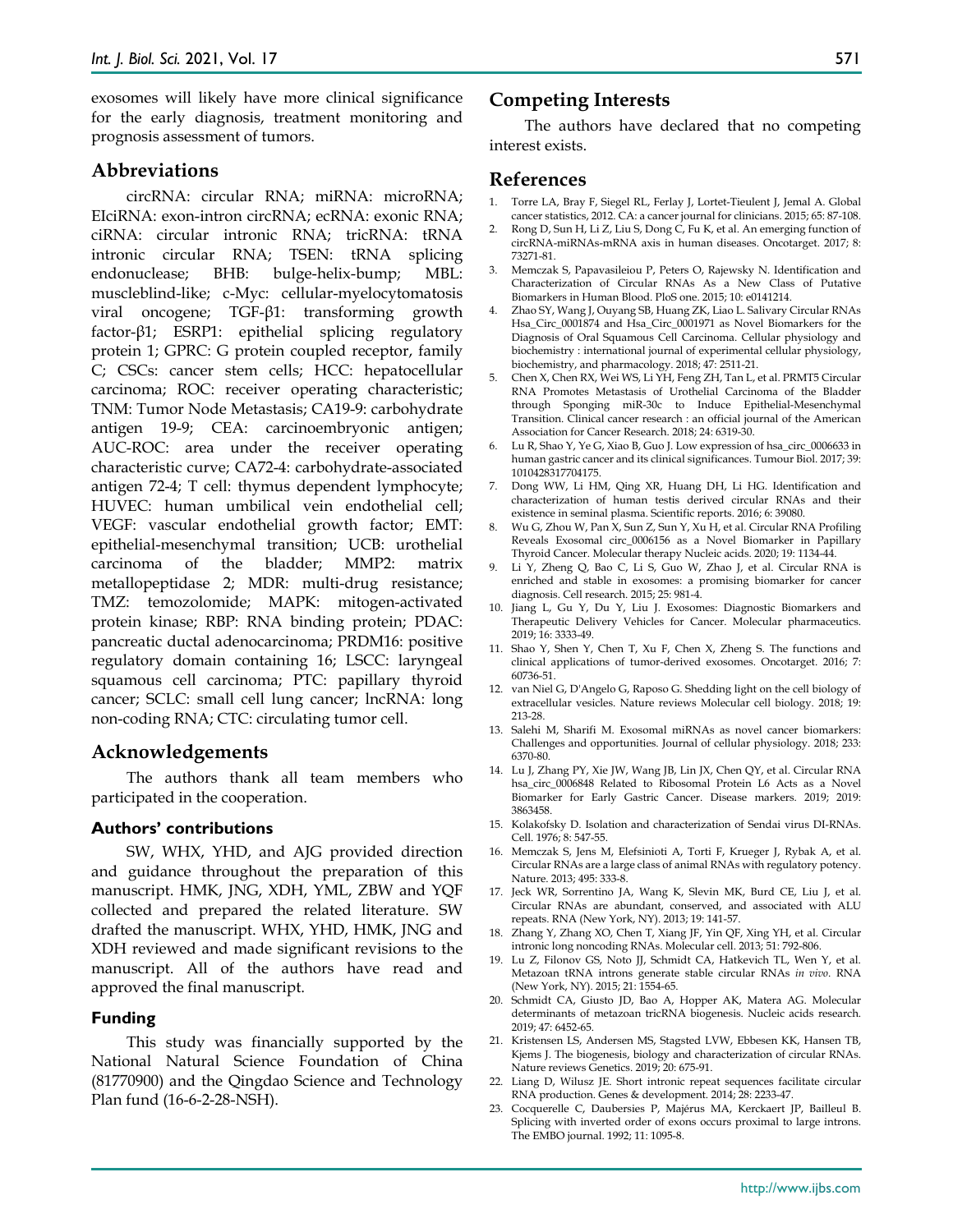exosomes will likely have more clinical significance for the early diagnosis, treatment monitoring and prognosis assessment of tumors.

## Abbreviations

circRNA: circular RNA; miRNA: microRNA; EIciRNA: exon-intron circRNA; ecRNA: exonic RNA; ciRNA: circular intronic RNA; tricRNA: tRNA intronic circular RNA; TSEN: tRNA splicing endonuclease; BHB: bulge-helix-bump; MBL: muscleblind-like; c-Myc: cellular-myelocytomatosis viral oncogene; TGF-β1: transforming growth factor-β1; ESRP1: epithelial splicing regulatory protein 1; GPRC: G protein coupled receptor, family C; CSCs: cancer stem cells; HCC: hepatocellular carcinoma; ROC: receiver operating characteristic; TNM: Tumor Node Metastasis; CA19-9: carbohydrate antigen 19-9; CEA: carcinoembryonic antigen; AUC-ROC: area under the receiver operating characteristic curve; CA72-4: carbohydrate-associated antigen 72-4; T cell: thymus dependent lymphocyte; HUVEC: human umbilical vein endothelial cell; VEGF: vascular endothelial growth factor; EMT: epithelial-mesenchymal transition; UCB: urothelial carcinoma of the bladder; MMP2: matrix metallopeptidase 2; MDR: multi-drug resistance; TMZ: temozolomide; MAPK: mitogen-activated protein kinase; RBP: RNA binding protein; PDAC: pancreatic ductal adenocarcinoma; PRDM16: positive regulatory domain containing 16; LSCC: laryngeal squamous cell carcinoma; PTC: papillary thyroid cancer; SCLC: small cell lung cancer; lncRNA: long non-coding RNA; CTC: circulating tumor cell.

## Acknowledgements

The authors thank all team members who participated in the cooperation.

### Authors' contributions

SW, WHX, YHD, and AJG provided direction and guidance throughout the preparation of this manuscript. HMK, JNG, XDH, YML, ZBW and YQF collected and prepared the related literature. SW drafted the manuscript. WHX, YHD, HMK, JNG and XDH reviewed and made significant revisions to the manuscript. All of the authors have read and approved the final manuscript.

### Funding

This study was financially supported by the National Natural Science Foundation of China (81770900) and the Qingdao Science and Technology Plan fund (16-6-2-28-NSH).

## Competing Interests

The authors have declared that no competing interest exists.

## References

1. Torre LA, Bray F, Siegel RL, Ferlay J, Lortet-Tieulent J, Jemal A. Global cancer statistics, 2012. CA: a cancer journal for clinicians. 2015; 65: 87-108.
2. Rong D, Sun H, Li Z, Liu S, Dong C, Fu K, et al. An emerging function of circRNA-miRNAs-mRNA axis in human diseases. Oncotarget. 2017; 8: 73271-81.
3. Memczak S, Papavasileiou P, Peters O, Rajewsky N. Identification and Characterization of Circular RNAs As a New Class of Putative Biomarkers in Human Blood. PloS one. 2015; 10: e0141214.
4. Zhao SY, Wang J, Ouyang SB, Huang ZK, Liao L. Salivary Circular RNAs Hsa_Circ_0001874 and Hsa_Circ_0001971 as Novel Biomarkers for the Diagnosis of Oral Squamous Cell Carcinoma. Cellular physiology and biochemistry : international journal of experimental cellular physiology, biochemistry, and pharmacology. 2018; 47: 2511-21.
5. Chen X, Chen RX, Wei WS, Li YH, Feng ZH, Tan L, et al. PRMT5 Circular RNA Promotes Metastasis of Urothelial Carcinoma of the Bladder through Sponging miR-30c to Induce Epithelial-Mesenchymal Transition. Clinical cancer research : an official journal of the American Association for Cancer Research. 2018; 24: 6319-30.
6. Lu R, Shao Y, Ye G, Xiao B, Guo J. Low expression of hsa_circ_0006633 in human gastric cancer and its clinical significances. Tumour Biol. 2017; 39: 1010428317704175.
7. Dong WW, Li HM, Qing XR, Huang DH, Li HG. Identification and characterization of human testis derived circular RNAs and their existence in seminal plasma. Scientific reports. 2016; 6: 39080.
8. Wu G, Zhou W, Pan X, Sun Z, Sun Y, Xu H, et al. Circular RNA Profiling Reveals Exosomal circ_0006156 as a Novel Biomarker in Papillary Thyroid Cancer. Molecular therapy Nucleic acids. 2020; 19: 1134-44.
9. Li Y, Zheng Q, Bao C, Li S, Guo W, Zhao J, et al. Circular RNA is enriched and stable in exosomes: a promising biomarker for cancer diagnosis. Cell research. 2015; 25: 981-4.
10. Jiang L, Gu Y, Du Y, Liu J. Exosomes: Diagnostic Biomarkers and Therapeutic Delivery Vehicles for Cancer. Molecular pharmaceutics. 2019; 16: 3333-49.
11. Shao Y, Shen Y, Chen T, Xu F, Chen X, Zheng S. The functions and clinical applications of tumor-derived exosomes. Oncotarget. 2016; 7: 60736-51.
12. van Niel G, D'Angelo G, Raposo G. Shedding light on the cell biology of extracellular vesicles. Nature reviews Molecular cell biology. 2018; 19: 213-28.
13. Salehi M, Sharifi M. Exosomal miRNAs as novel cancer biomarkers: Challenges and opportunities. Journal of cellular physiology. 2018; 233: 6370-80.
14. Lu J, Zhang PY, Xie JW, Wang JB, Lin JX, Chen QY, et al. Circular RNA hsa_circ_0006848 Related to Ribosomal Protein L6 Acts as a Novel Biomarker for Early Gastric Cancer. Disease markers. 2019; 2019: 3863458.
15. Kolakofsky D. Isolation and characterization of Sendai virus DI-RNAs. Cell. 1976; 8: 547-55.
16. Memczak S, Jens M, Elefsinioti A, Torti F, Krueger J, Rybak A, et al. Circular RNAs are a large class of animal RNAs with regulatory potency. Nature. 2013; 495: 333-8.
17. Jeck WR, Sorrentino JA, Wang K, Slevin MK, Burd CE, Liu J, et al. Circular RNAs are abundant, conserved, and associated with ALU repeats. RNA (New York, NY). 2013; 19: 141-57.
18. Zhang Y, Zhang XO, Chen T, Xiang JF, Yin QF, Xing YH, et al. Circular intronic long noncoding RNAs. Molecular cell. 2013; 51: 792-806.
19. Lu Z, Filonov GS, Noto JJ, Schmidt CA, Hatkevich TL, Wen Y, et al. Metazoan tRNA introns generate stable circular RNAs *in vivo*. RNA (New York, NY). 2015; 21: 1554-65.
20. Schmidt CA, Giusto JD, Bao A, Hopper AK, Matera AG. Molecular determinants of metazoan tricRNA biogenesis. Nucleic acids research. 2019; 47: 6452-65.
21. Kristensen LS, Andersen MS, Stagsted LVW, Ebbesen KK, Hansen TB, Kjems J. The biogenesis, biology and characterization of circular RNAs. Nature reviews Genetics. 2019; 20: 675-91.
22. Liang D, Wilusz JE. Short intronic repeat sequences facilitate circular RNA production. Genes & development. 2014; 28: 2233-47.
23. Cocquerelle C, Daubersies P, Majérus MA, Kerckaert JP, Bailleul B. Splicing with inverted order of exons occurs proximal to large introns. The EMBO journal. 1992; 11: 1095-8.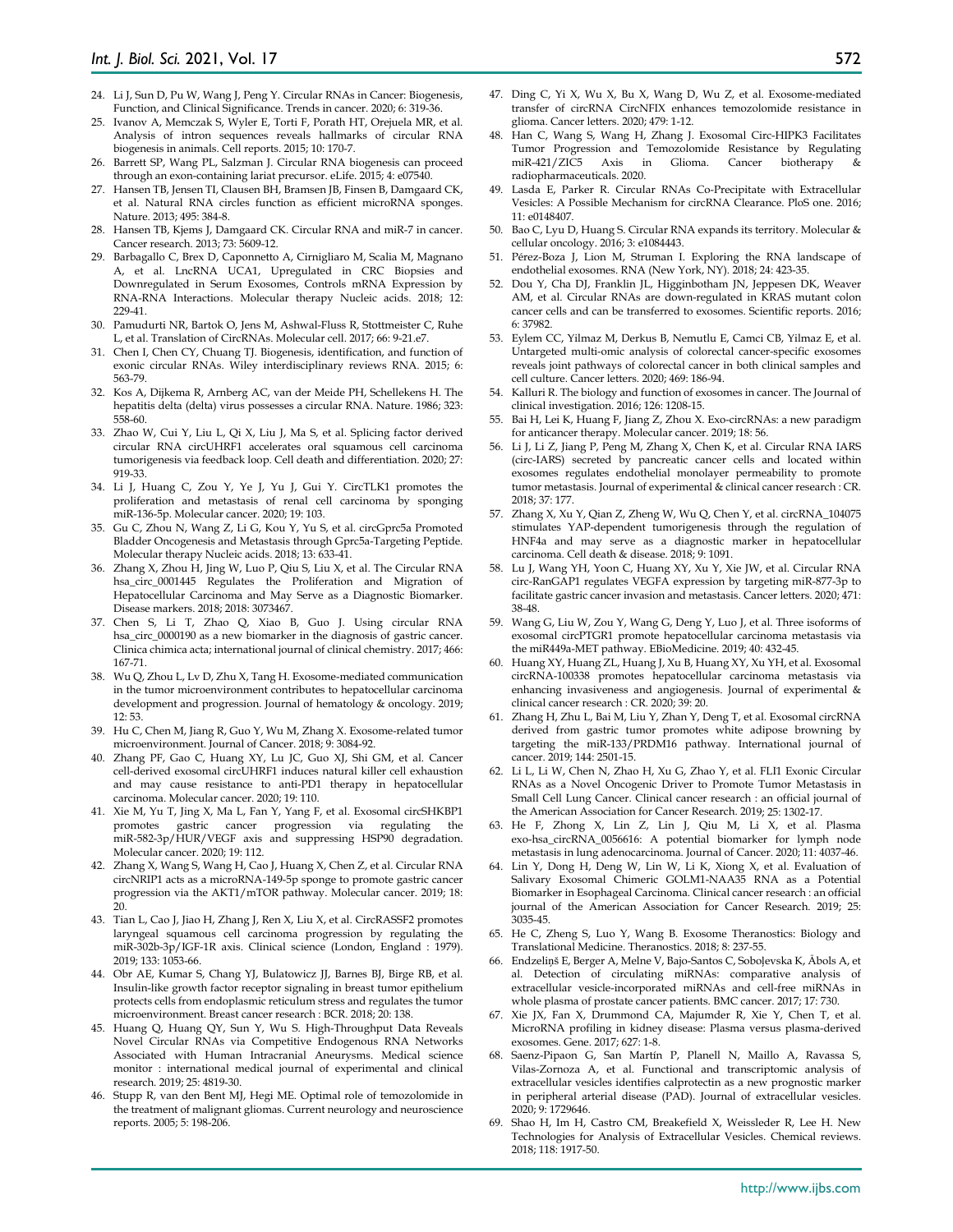24. Li J, Sun D, Pu W, Wang J, Peng Y. Circular RNAs in Cancer: Biogenesis, Function, and Clinical Significance. Trends in cancer. 2020; 6: 319-36.
25. Ivanov A, Memczak S, Wyler E, Torti F, Porath HT, Orejuela MR, et al. Analysis of intron sequences reveals hallmarks of circular RNA biogenesis in animals. Cell reports. 2015; 10: 170-7.
26. Barrett SP, Wang PL, Salzman J. Circular RNA biogenesis can proceed through an exon-containing lariat precursor. eLife. 2015; 4: e07540.
27. Hansen TB, Jensen TI, Clausen BH, Bramsen JB, Finsen B, Damgaard CK, et al. Natural RNA circles function as efficient microRNA sponges. Nature. 2013; 495: 384-8.
28. Hansen TB, Kjems J, Damgaard CK. Circular RNA and miR-7 in cancer. Cancer research. 2013; 73: 5609-12.
29. Barbagallo C, Brex D, Caponnetto A, Cirnigliaro M, Scalia M, Magnano A, et al. LncRNA UCA1, Upregulated in CRC Biopsies and Downregulated in Serum Exosomes, Controls mRNA Expression by RNA-RNA Interactions. Molecular therapy Nucleic acids. 2018; 12: 229-41.
30. Pamudurti NR, Bartok O, Jens M, Ashwal-Fluss R, Stottmeister C, Ruhe L, et al. Translation of CircRNAs. Molecular cell. 2017; 66: 9-21.e7.
31. Chen I, Chen CY, Chuang TJ. Biogenesis, identification, and function of exonic circular RNAs. Wiley interdisciplinary reviews RNA. 2015; 6: 563-79.
32. Kos A, Dijkema R, Arnberg AC, van der Meide PH, Schellekens H. The hepatitis delta (delta) virus possesses a circular RNA. Nature. 1986; 323: 558-60.
33. Zhao W, Cui Y, Liu L, Qi X, Liu J, Ma S, et al. Splicing factor derived circular RNA circUHRF1 accelerates oral squamous cell carcinoma tumorigenesis via feedback loop. Cell death and differentiation. 2020; 27: 919-33.
34. Li J, Huang C, Zou Y, Ye J, Yu J, Gui Y. CircTLK1 promotes the proliferation and metastasis of renal cell carcinoma by sponging miR-136-5p. Molecular cancer. 2020; 19: 103.
35. Gu C, Zhou N, Wang Z, Li G, Kou Y, Yu S, et al. circGprc5a Promoted Bladder Oncogenesis and Metastasis through Gprc5a-Targeting Peptide. Molecular therapy Nucleic acids. 2018; 13: 633-41.
36. Zhang X, Zhou H, Jing W, Luo P, Qiu S, Liu X, et al. The Circular RNA hsa_circ_0001445 Regulates the Proliferation and Migration of Hepatocellular Carcinoma and May Serve as a Diagnostic Biomarker. Disease markers. 2018; 2018: 3073467.
37. Chen S, Li T, Zhao Q, Xiao B, Guo J. Using circular RNA hsa_circ_0000190 as a new biomarker in the diagnosis of gastric cancer. Clinica chimica acta; international journal of clinical chemistry. 2017; 466: 167-71.
38. Wu Q, Zhou L, Lv D, Zhu X, Tang H. Exosome-mediated communication in the tumor microenvironment contributes to hepatocellular carcinoma development and progression. Journal of hematology & oncology. 2019; 12: 53.
39. Hu C, Chen M, Jiang R, Guo Y, Wu M, Zhang X. Exosome-related tumor microenvironment. Journal of Cancer. 2018; 9: 3084-92.
40. Zhang PF, Gao C, Huang XY, Lu JC, Guo XJ, Shi GM, et al. Cancer cell-derived exosomal circUHRF1 induces natural killer cell exhaustion and may cause resistance to anti-PD1 therapy in hepatocellular carcinoma. Molecular cancer. 2020; 19: 110.
41. Xie M, Yu T, Jing X, Ma L, Fan Y, Yang F, et al. Exosomal circSHKBP1 promotes gastric cancer progression via regulating the miR-582-3p/HUR/VEGF axis and suppressing HSP90 degradation. Molecular cancer. 2020; 19: 112.
42. Zhang X, Wang S, Wang H, Cao J, Huang X, Chen Z, et al. Circular RNA circNRIP1 acts as a microRNA-149-5p sponge to promote gastric cancer progression via the AKT1/mTOR pathway. Molecular cancer. 2019; 18: 20.
43. Tian L, Cao J, Jiao H, Zhang J, Ren X, Liu X, et al. CircRASSF2 promotes laryngeal squamous cell carcinoma progression by regulating the miR-302b-3p/IGF-1R axis. Clinical science (London, England : 1979). 2019; 133: 1053-66.
44. Obr AE, Kumar S, Chang YJ, Bulatowicz JJ, Barnes BJ, Birge RB, et al. Insulin-like growth factor receptor signaling in breast tumor epithelium protects cells from endoplasmic reticulum stress and regulates the tumor microenvironment. Breast cancer research : BCR. 2018; 20: 138.
45. Huang Q, Huang QY, Sun Y, Wu S. High-Throughput Data Reveals Novel Circular RNAs via Competitive Endogenous RNA Networks Associated with Human Intracranial Aneurysms. Medical science monitor : international medical journal of experimental and clinical research. 2019; 25: 4819-30.
46. Stupp R, van den Bent MJ, Hegi ME. Optimal role of temozolomide in the treatment of malignant gliomas. Current neurology and neuroscience reports. 2005; 5: 198-206.
47. Ding C, Yi X, Wu X, Bu X, Wang D, Wu Z, et al. Exosome-mediated transfer of circRNA CircNFIX enhances temozolomide resistance in glioma. Cancer letters. 2020; 479: 1-12.
48. Han C, Wang S, Wang H, Zhang J. Exosomal Circ-HIPK3 Facilitates Tumor Progression and Temozolomide Resistance by Regulating miR-421/ZIC5 Axis in Glioma. Cancer biotherapy & radiopharmaceuticals. 2020.
49. Lasda E, Parker R. Circular RNAs Co-Precipitate with Extracellular Vesicles: A Possible Mechanism for circRNA Clearance. PloS one. 2016; 11: e0148407.
50. Bao C, Lyu D, Huang S. Circular RNA expands its territory. Molecular & cellular oncology. 2016; 3: e1084443.
51. Pérez-Boza J, Lion M, Struman I. Exploring the RNA landscape of endothelial exosomes. RNA (New York, NY). 2018; 24: 423-35.
52. Dou Y, Cha DJ, Franklin JL, Higginbotham JN, Jeppesen DK, Weaver AM, et al. Circular RNAs are down-regulated in KRAS mutant colon cancer cells and can be transferred to exosomes. Scientific reports. 2016; 6: 37982.
53. Eylem CC, Yilmaz M, Derkus B, Nemutlu E, Camci CB, Yilmaz E, et al. Untargeted multi-omic analysis of colorectal cancer-specific exosomes reveals joint pathways of colorectal cancer in both clinical samples and cell culture. Cancer letters. 2020; 469: 186-94.
54. Kalluri R. The biology and function of exosomes in cancer. The Journal of clinical investigation. 2016; 126: 1208-15.
55. Bai H, Lei K, Huang F, Jiang Z, Zhou X. Exo-circRNAs: a new paradigm for anticancer therapy. Molecular cancer. 2019; 18: 56.
56. Li J, Li Z, Jiang P, Peng M, Zhang X, Chen K, et al. Circular RNA IARS (circ-IARS) secreted by pancreatic cancer cells and located within exosomes regulates endothelial monolayer permeability to promote tumor metastasis. Journal of experimental & clinical cancer research : CR. 2018; 37: 177.
57. Zhang X, Xu Y, Qian Z, Zheng W, Wu Q, Chen Y, et al. circRNA_104075 stimulates YAP-dependent tumorigenesis through the regulation of HNF4a and may serve as a diagnostic marker in hepatocellular carcinoma. Cell death & disease. 2018; 9: 1091.
58. Lu J, Wang YH, Yoon C, Huang XY, Xu Y, Xie JW, et al. Circular RNA circ-RanGAP1 regulates VEGFA expression by targeting miR-877-3p to facilitate gastric cancer invasion and metastasis. Cancer letters. 2020; 471: 38-48.
59. Wang G, Liu W, Zou Y, Wang G, Deng Y, Luo J, et al. Three isoforms of exosomal circPTGR1 promote hepatocellular carcinoma metastasis via the miR449a-MET pathway. EBioMedicine. 2019; 40: 432-45.
60. Huang XY, Huang ZL, Huang J, Xu B, Huang XY, Xu YH, et al. Exosomal circRNA-100338 promotes hepatocellular carcinoma metastasis via enhancing invasiveness and angiogenesis. Journal of experimental & clinical cancer research : CR. 2020; 39: 20.
61. Zhang H, Zhu L, Bai M, Liu Y, Zhan Y, Deng T, et al. Exosomal circRNA derived from gastric tumor promotes white adipose browning by targeting the miR-133/PRDM16 pathway. International journal of cancer. 2019; 144: 2501-15.
62. Li L, Li W, Chen N, Zhao H, Xu G, Zhao Y, et al. FLI1 Exonic Circular RNAs as a Novel Oncogenic Driver to Promote Tumor Metastasis in Small Cell Lung Cancer. Clinical cancer research : an official journal of the American Association for Cancer Research. 2019; 25: 1302-17.
63. He F, Zhong X, Lin Z, Lin J, Qiu M, Li X, et al. Plasma exo-hsa_circRNA_0056616: A potential biomarker for lymph node metastasis in lung adenocarcinoma. Journal of Cancer. 2020; 11: 4037-46.
64. Lin Y, Dong H, Deng W, Lin W, Li K, Xiong X, et al. Evaluation of Salivary Exosomal Chimeric GOLM1-NAA35 RNA as a Potential Biomarker in Esophageal Carcinoma. Clinical cancer research : an official journal of the American Association for Cancer Research. 2019; 25: 3035-45.
65. He C, Zheng S, Luo Y, Wang B. Exosome Theranostics: Biology and Translational Medicine. Theranostics. 2018; 8: 237-55.
66. Endzeliņš E, Berger A, Melne V, Bajo-Santos C, Soboļevska K, Ābols A, et al. Detection of circulating miRNAs: comparative analysis of extracellular vesicle-incorporated miRNAs and cell-free miRNAs in whole plasma of prostate cancer patients. BMC cancer. 2017; 17: 730.
67. Xie JX, Fan X, Drummond CA, Majumder R, Xie Y, Chen T, et al. MicroRNA profiling in kidney disease: Plasma versus plasma-derived exosomes. Gene. 2017; 627: 1-8.
68. Saenz-Pipaon G, San Martín P, Planell N, Maillo A, Ravassa S, Vilas-Zornoza A, et al. Functional and transcriptomic analysis of extracellular vesicles identifies calprotectin as a new prognostic marker in peripheral arterial disease (PAD). Journal of extracellular vesicles. 2020; 9: 1729646.
69. Shao H, Im H, Castro CM, Breakefield X, Weissleder R, Lee H. New Technologies for Analysis of Extracellular Vesicles. Chemical reviews. 2018; 118: 1917-50.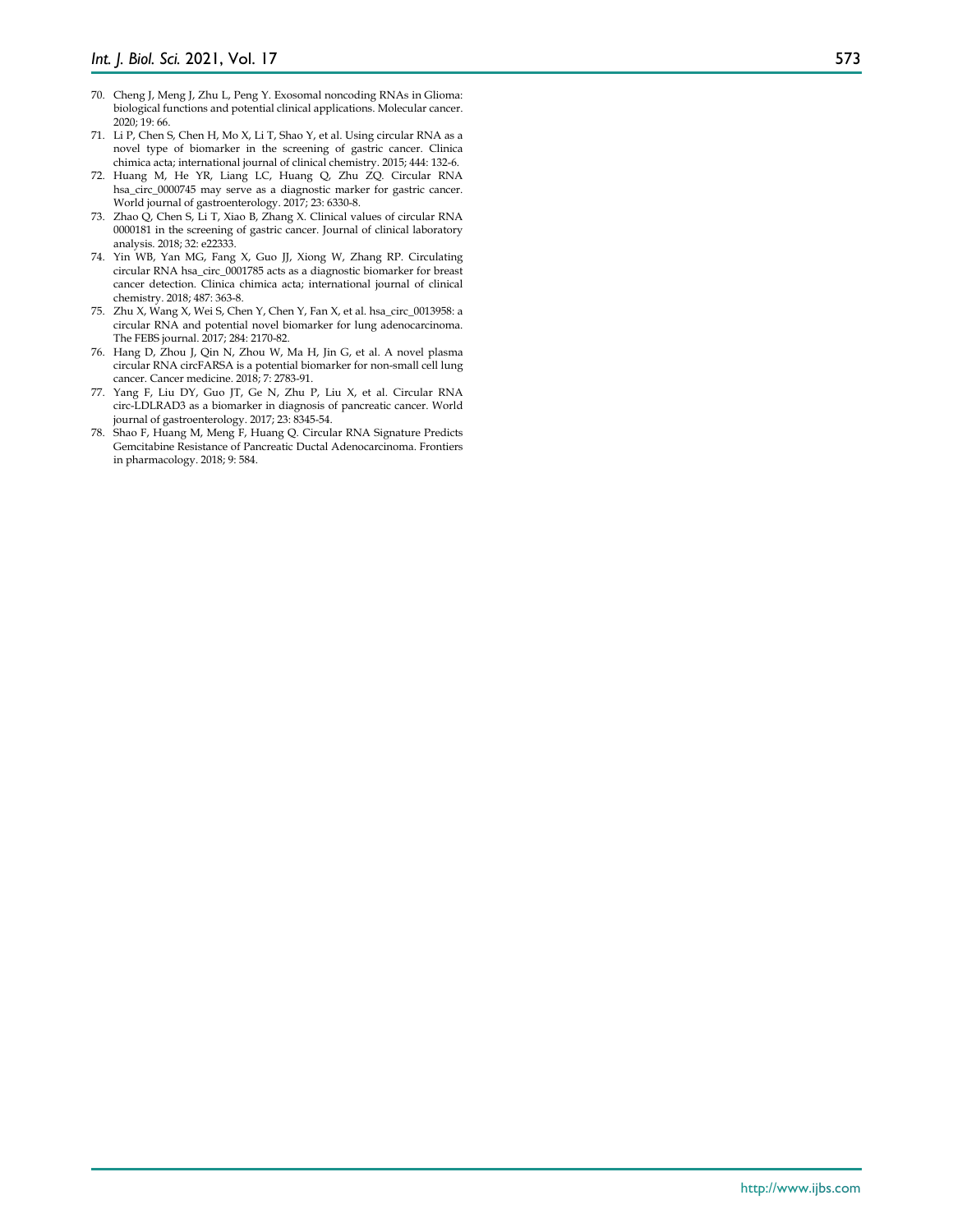70. Cheng J, Meng J, Zhu L, Peng Y. Exosomal noncoding RNAs in Glioma: biological functions and potential clinical applications. Molecular cancer. 2020; 19: 66.
71. Li P, Chen S, Chen H, Mo X, Li T, Shao Y, et al. Using circular RNA as a novel type of biomarker in the screening of gastric cancer. Clinica chimica acta; international journal of clinical chemistry. 2015; 444: 132-6.
72. Huang M, He YR, Liang LC, Huang Q, Zhu ZQ. Circular RNA hsa_circ_0000745 may serve as a diagnostic marker for gastric cancer. World journal of gastroenterology. 2017; 23: 6330-8.
73. Zhao Q, Chen S, Li T, Xiao B, Zhang X. Clinical values of circular RNA 0000181 in the screening of gastric cancer. Journal of clinical laboratory analysis. 2018; 32: e22333.
74. Yin WB, Yan MG, Fang X, Guo JJ, Xiong W, Zhang RP. Circulating circular RNA hsa_circ_0001785 acts as a diagnostic biomarker for breast cancer detection. Clinica chimica acta; international journal of clinical chemistry. 2018; 487: 363-8.
75. Zhu X, Wang X, Wei S, Chen Y, Chen Y, Fan X, et al. hsa_circ_0013958: a circular RNA and potential novel biomarker for lung adenocarcinoma. The FEBS journal. 2017; 284: 2170-82.
76. Hang D, Zhou J, Qin N, Zhou W, Ma H, Jin G, et al. A novel plasma circular RNA circFARSA is a potential biomarker for non-small cell lung cancer. Cancer medicine. 2018; 7: 2783-91.
77. Yang F, Liu DY, Guo JT, Ge N, Zhu P, Liu X, et al. Circular RNA circ-LDLRAD3 as a biomarker in diagnosis of pancreatic cancer. World journal of gastroenterology. 2017; 23: 8345-54.
78. Shao F, Huang M, Meng F, Huang Q. Circular RNA Signature Predicts Gemcitabine Resistance of Pancreatic Ductal Adenocarcinoma. Frontiers in pharmacology. 2018; 9: 584.